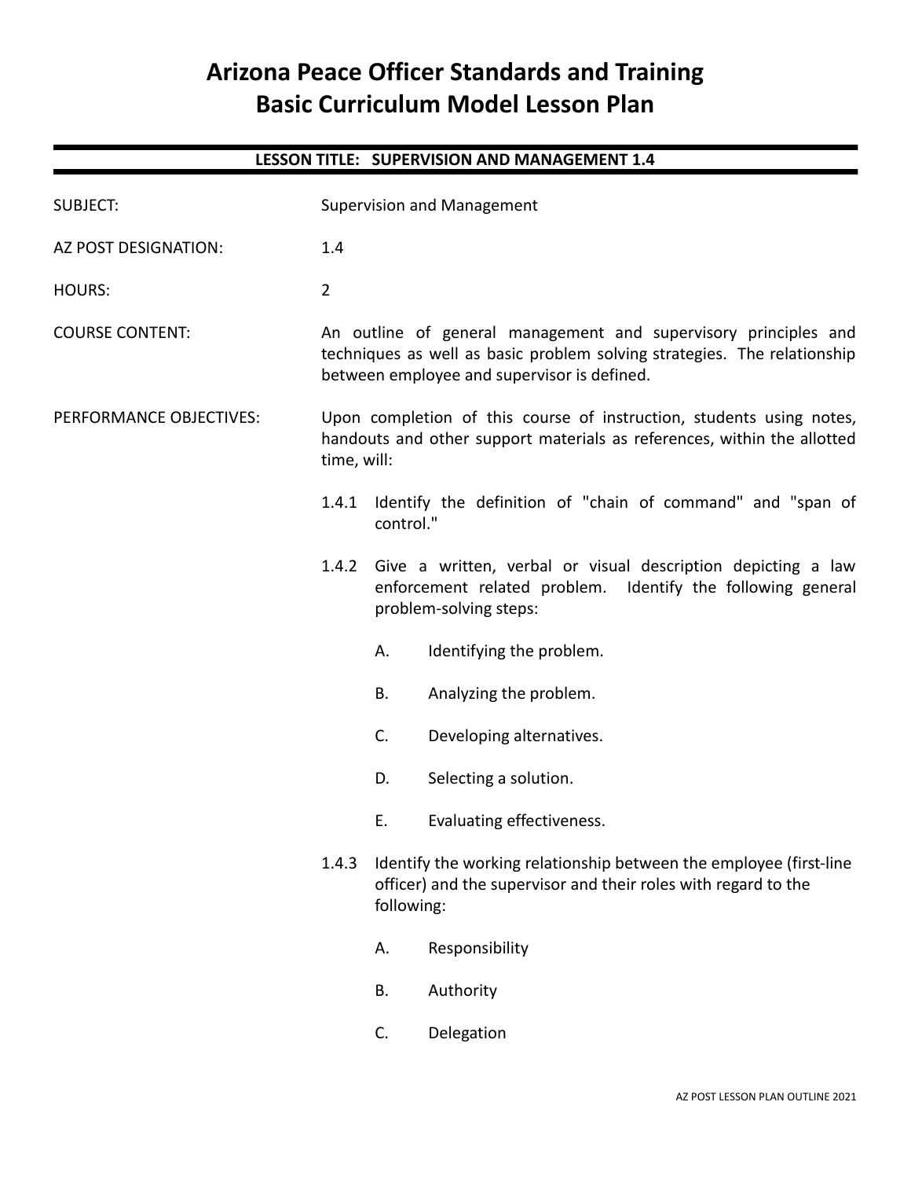# Arizona Peace Officer Standards and Training Basic Curriculum Model Lesson Plan

## LESSON TITLE: SUPERVISION AND MANAGEMENT 1.4

SUBJECT: Supervision and Management

AZ POST DESIGNATION: 1.4

HOURS: 2

COURSE CONTENT: An outline of general management and supervisory principles and techniques as well as basic problem solving strategies. The relationship between employee and supervisor is defined.

PERFORMANCE OBJECTIVES: Upon completion of this course of instruction, students using notes, handouts and other support materials as references, within the allotted time, will:

1.4.1 Identify the definition of "chain of command" and "span of control."

1.4.2 Give a written, verbal or visual description depicting a law enforcement related problem. Identify the following general problem-solving steps:

- A. Identifying the problem.
- B. Analyzing the problem.
- C. Developing alternatives.
- D. Selecting a solution.
- E. Evaluating effectiveness.

1.4.3 Identify the working relationship between the employee (first-line officer) and the supervisor and their roles with regard to the following:

- A. Responsibility
- B. Authority
- C. Delegation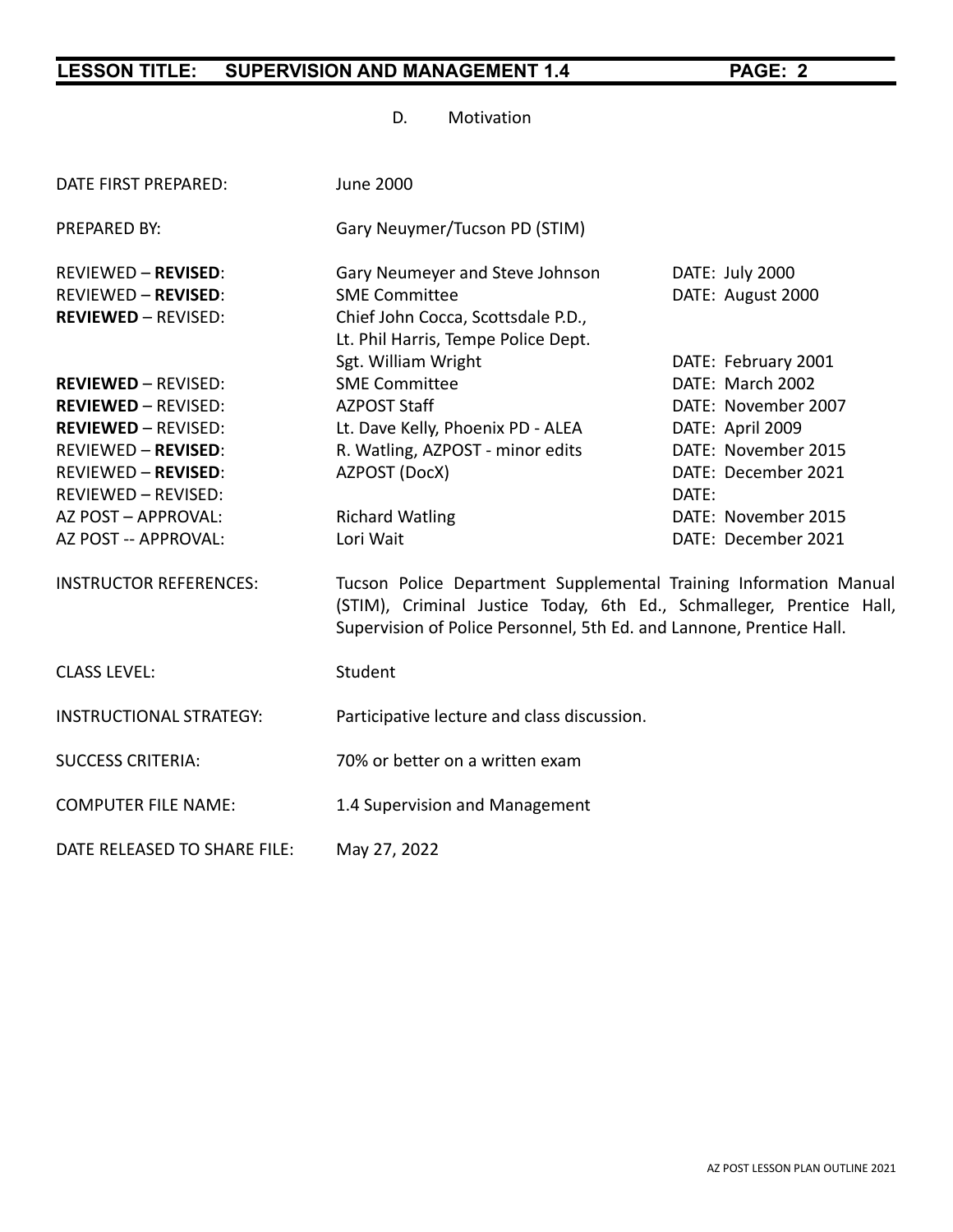D. Motivation

| | | |
|---|---|---|
| DATE FIRST PREPARED: | June 2000 | |
| PREPARED BY: | Gary Neuymer/Tucson PD (STIM) | |
| REVIEWED – **REVISED**: | Gary Neumeyer and Steve Johnson | DATE: July 2000 |
| REVIEWED – **REVISED**: | SME Committee | DATE: August 2000 |
| **REVIEWED** – REVISED: | Chief John Cocca, Scottsdale P.D., Lt. Phil Harris, Tempe Police Dept. Sgt. William Wright | DATE: February 2001 |
| **REVIEWED** – REVISED: | SME Committee | DATE: March 2002 |
| **REVIEWED** – REVISED: | AZPOST Staff | DATE: November 2007 |
| **REVIEWED** – REVISED: | Lt. Dave Kelly, Phoenix PD - ALEA | DATE: April 2009 |
| REVIEWED – **REVISED**: | R. Watling, AZPOST - minor edits | DATE: November 2015 |
| REVIEWED – **REVISED**: | AZPOST (DocX) | DATE: December 2021 |
| REVIEWED – REVISED: | | DATE: |
| AZ POST – APPROVAL: | Richard Watling | DATE: November 2015 |
| AZ POST -- APPROVAL: | Lori Wait | DATE: December 2021 |

INSTRUCTOR REFERENCES: Tucson Police Department Supplemental Training Information Manual (STIM), Criminal Justice Today, 6th Ed., Schmalleger, Prentice Hall, Supervision of Police Personnel, 5th Ed. and Lannone, Prentice Hall.

CLASS LEVEL: Student

INSTRUCTIONAL STRATEGY: Participative lecture and class discussion.

SUCCESS CRITERIA: 70% or better on a written exam

COMPUTER FILE NAME: 1.4 Supervision and Management

DATE RELEASED TO SHARE FILE: May 27, 2022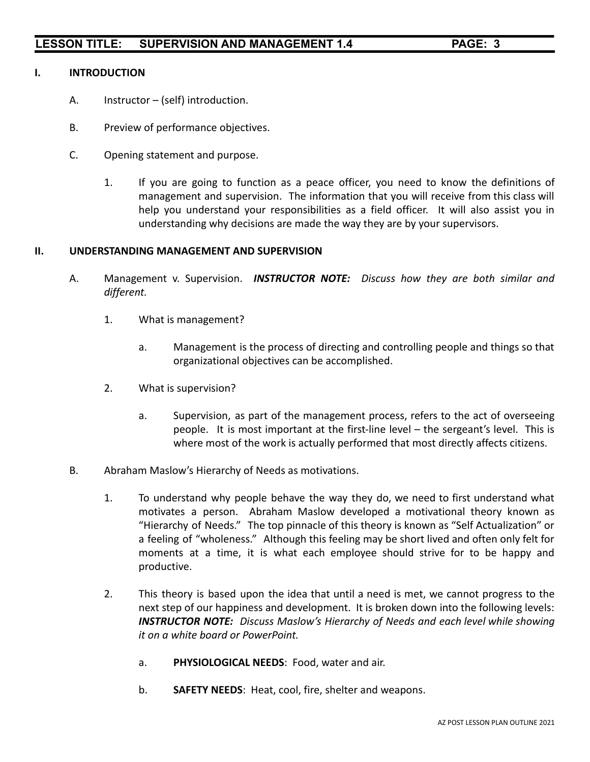## I. INTRODUCTION

A. Instructor – (self) introduction.

B. Preview of performance objectives.

C. Opening statement and purpose.

1. If you are going to function as a peace officer, you need to know the definitions of management and supervision. The information that you will receive from this class will help you understand your responsibilities as a field officer. It will also assist you in understanding why decisions are made the way they are by your supervisors.

## II. UNDERSTANDING MANAGEMENT AND SUPERVISION

A. Management v. Supervision. ***INSTRUCTOR NOTE:*** *Discuss how they are both similar and different.*

1. What is management?

   a. Management is the process of directing and controlling people and things so that organizational objectives can be accomplished.

2. What is supervision?

   a. Supervision, as part of the management process, refers to the act of overseeing people. It is most important at the first-line level – the sergeant's level. This is where most of the work is actually performed that most directly affects citizens.

B. Abraham Maslow's Hierarchy of Needs as motivations.

1. To understand why people behave the way they do, we need to first understand what motivates a person. Abraham Maslow developed a motivational theory known as "Hierarchy of Needs." The top pinnacle of this theory is known as "Self Actualization" or a feeling of "wholeness." Although this feeling may be short lived and often only felt for moments at a time, it is what each employee should strive for to be happy and productive.

2. This theory is based upon the idea that until a need is met, we cannot progress to the next step of our happiness and development. It is broken down into the following levels: ***INSTRUCTOR NOTE:*** *Discuss Maslow's Hierarchy of Needs and each level while showing it on a white board or PowerPoint.*

   a. **PHYSIOLOGICAL NEEDS**: Food, water and air.

   b. **SAFETY NEEDS**: Heat, cool, fire, shelter and weapons.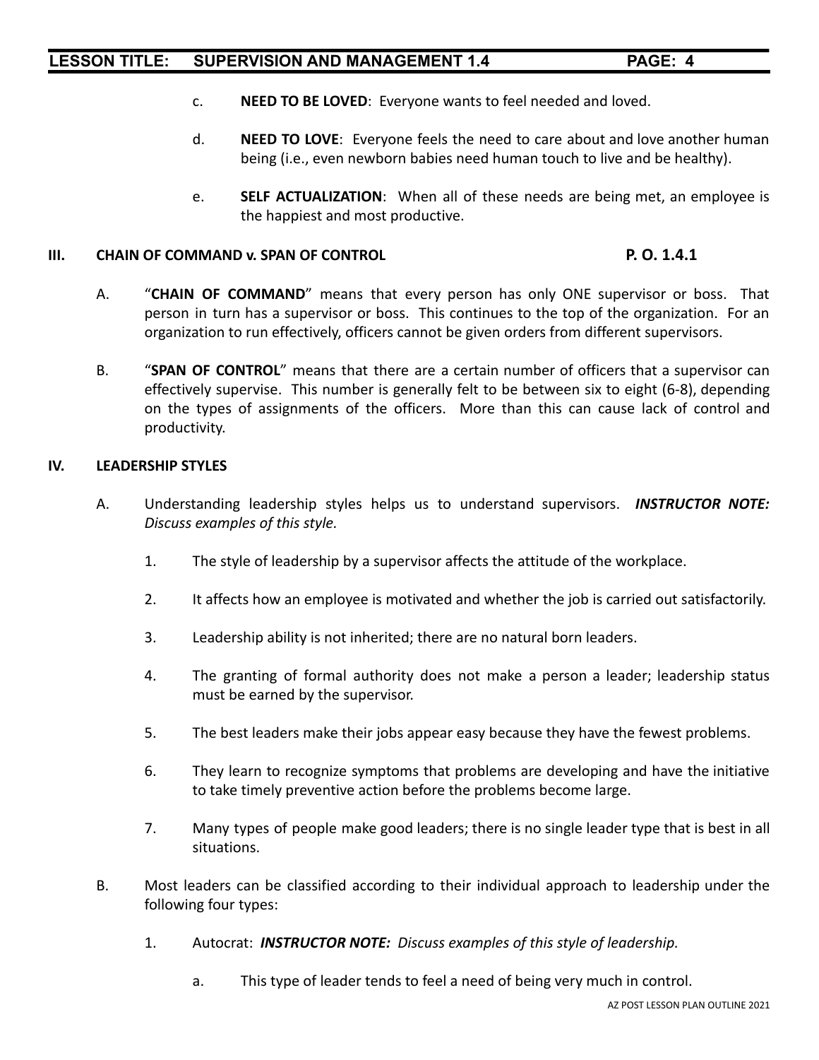c. **NEED TO BE LOVED**: Everyone wants to feel needed and loved.

d. **NEED TO LOVE**: Everyone feels the need to care about and love another human being (i.e., even newborn babies need human touch to live and be healthy).

e. **SELF ACTUALIZATION**: When all of these needs are being met, an employee is the happiest and most productive.

## III. CHAIN OF COMMAND v. SPAN OF CONTROL — P. O. 1.4.1

A. "**CHAIN OF COMMAND**" means that every person has only ONE supervisor or boss. That person in turn has a supervisor or boss. This continues to the top of the organization. For an organization to run effectively, officers cannot be given orders from different supervisors.

B. "**SPAN OF CONTROL**" means that there are a certain number of officers that a supervisor can effectively supervise. This number is generally felt to be between six to eight (6-8), depending on the types of assignments of the officers. More than this can cause lack of control and productivity.

## IV. LEADERSHIP STYLES

A. Understanding leadership styles helps us to understand supervisors. ***INSTRUCTOR NOTE:*** *Discuss examples of this style.*

1. The style of leadership by a supervisor affects the attitude of the workplace.

2. It affects how an employee is motivated and whether the job is carried out satisfactorily.

3. Leadership ability is not inherited; there are no natural born leaders.

4. The granting of formal authority does not make a person a leader; leadership status must be earned by the supervisor.

5. The best leaders make their jobs appear easy because they have the fewest problems.

6. They learn to recognize symptoms that problems are developing and have the initiative to take timely preventive action before the problems become large.

7. Many types of people make good leaders; there is no single leader type that is best in all situations.

B. Most leaders can be classified according to their individual approach to leadership under the following four types:

1. Autocrat: ***INSTRUCTOR NOTE:*** *Discuss examples of this style of leadership.*

   a. This type of leader tends to feel a need of being very much in control.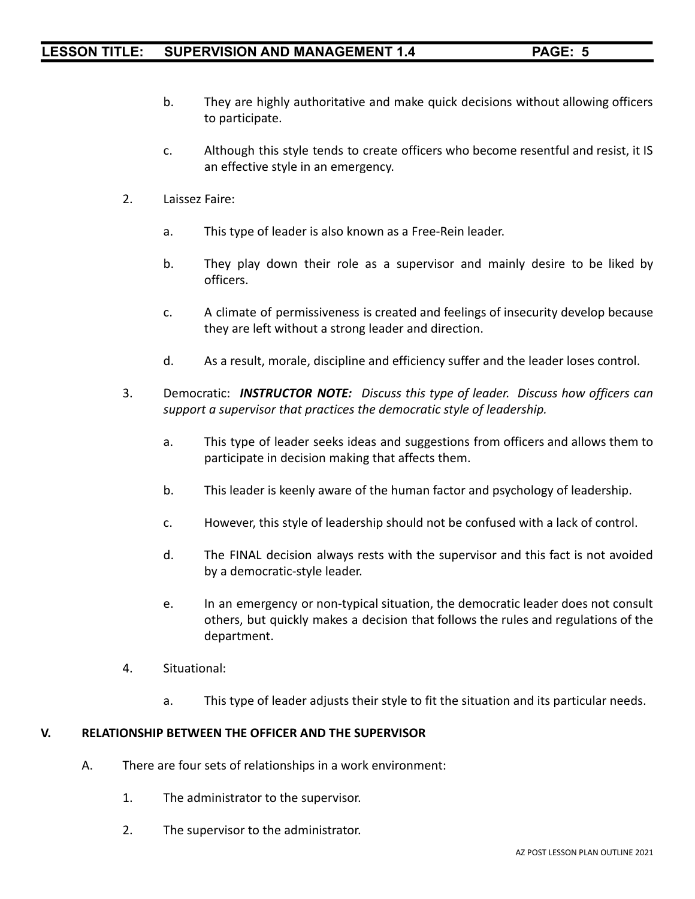b. They are highly authoritative and make quick decisions without allowing officers to participate.

c. Although this style tends to create officers who become resentful and resist, it IS an effective style in an emergency.

2. Laissez Faire:

a. This type of leader is also known as a Free-Rein leader.

b. They play down their role as a supervisor and mainly desire to be liked by officers.

c. A climate of permissiveness is created and feelings of insecurity develop because they are left without a strong leader and direction.

d. As a result, morale, discipline and efficiency suffer and the leader loses control.

3. Democratic: ***INSTRUCTOR NOTE:*** *Discuss this type of leader. Discuss how officers can support a supervisor that practices the democratic style of leadership.*

a. This type of leader seeks ideas and suggestions from officers and allows them to participate in decision making that affects them.

b. This leader is keenly aware of the human factor and psychology of leadership.

c. However, this style of leadership should not be confused with a lack of control.

d. The FINAL decision always rests with the supervisor and this fact is not avoided by a democratic-style leader.

e. In an emergency or non-typical situation, the democratic leader does not consult others, but quickly makes a decision that follows the rules and regulations of the department.

4. Situational:

a. This type of leader adjusts their style to fit the situation and its particular needs.

## V. RELATIONSHIP BETWEEN THE OFFICER AND THE SUPERVISOR

A. There are four sets of relationships in a work environment:

1. The administrator to the supervisor.

2. The supervisor to the administrator.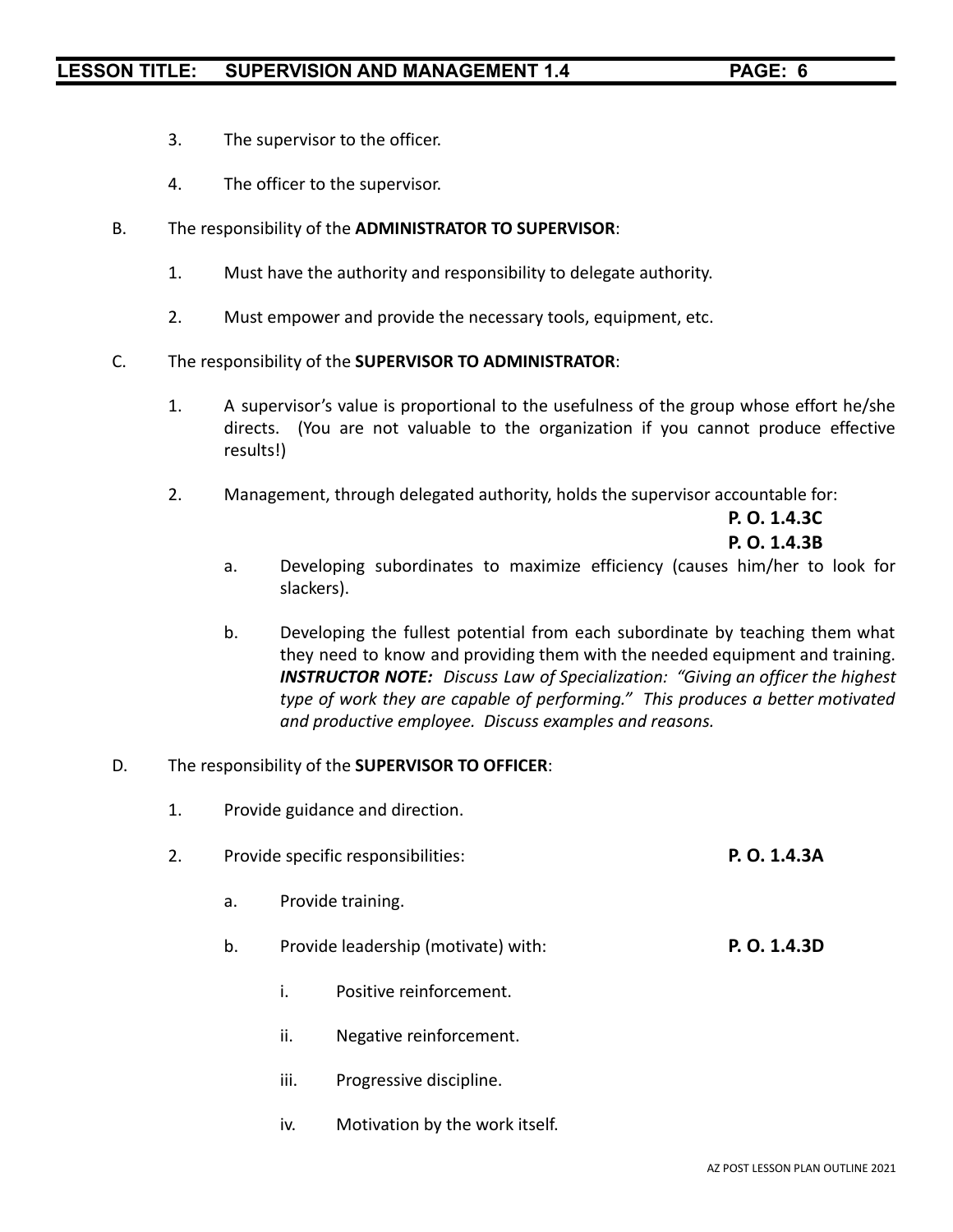3. The supervisor to the officer.

4. The officer to the supervisor.

B. The responsibility of the **ADMINISTRATOR TO SUPERVISOR**:

   1. Must have the authority and responsibility to delegate authority.

   2. Must empower and provide the necessary tools, equipment, etc.

C. The responsibility of the **SUPERVISOR TO ADMINISTRATOR**:

   1. A supervisor's value is proportional to the usefulness of the group whose effort he/she directs. (You are not valuable to the organization if you cannot produce effective results!)

   2. Management, through delegated authority, holds the supervisor accountable for: **P. O. 1.4.3C** **P. O. 1.4.3B**

      a. Developing subordinates to maximize efficiency (causes him/her to look for slackers).

      b. Developing the fullest potential from each subordinate by teaching them what they need to know and providing them with the needed equipment and training. ***INSTRUCTOR NOTE:*** *Discuss Law of Specialization: "Giving an officer the highest type of work they are capable of performing." This produces a better motivated and productive employee. Discuss examples and reasons.*

D. The responsibility of the **SUPERVISOR TO OFFICER**:

   1. Provide guidance and direction.

   2. Provide specific responsibilities: **P. O. 1.4.3A**

      a. Provide training.

      b. Provide leadership (motivate) with: **P. O. 1.4.3D**

         i. Positive reinforcement.

         ii. Negative reinforcement.

         iii. Progressive discipline.

         iv. Motivation by the work itself.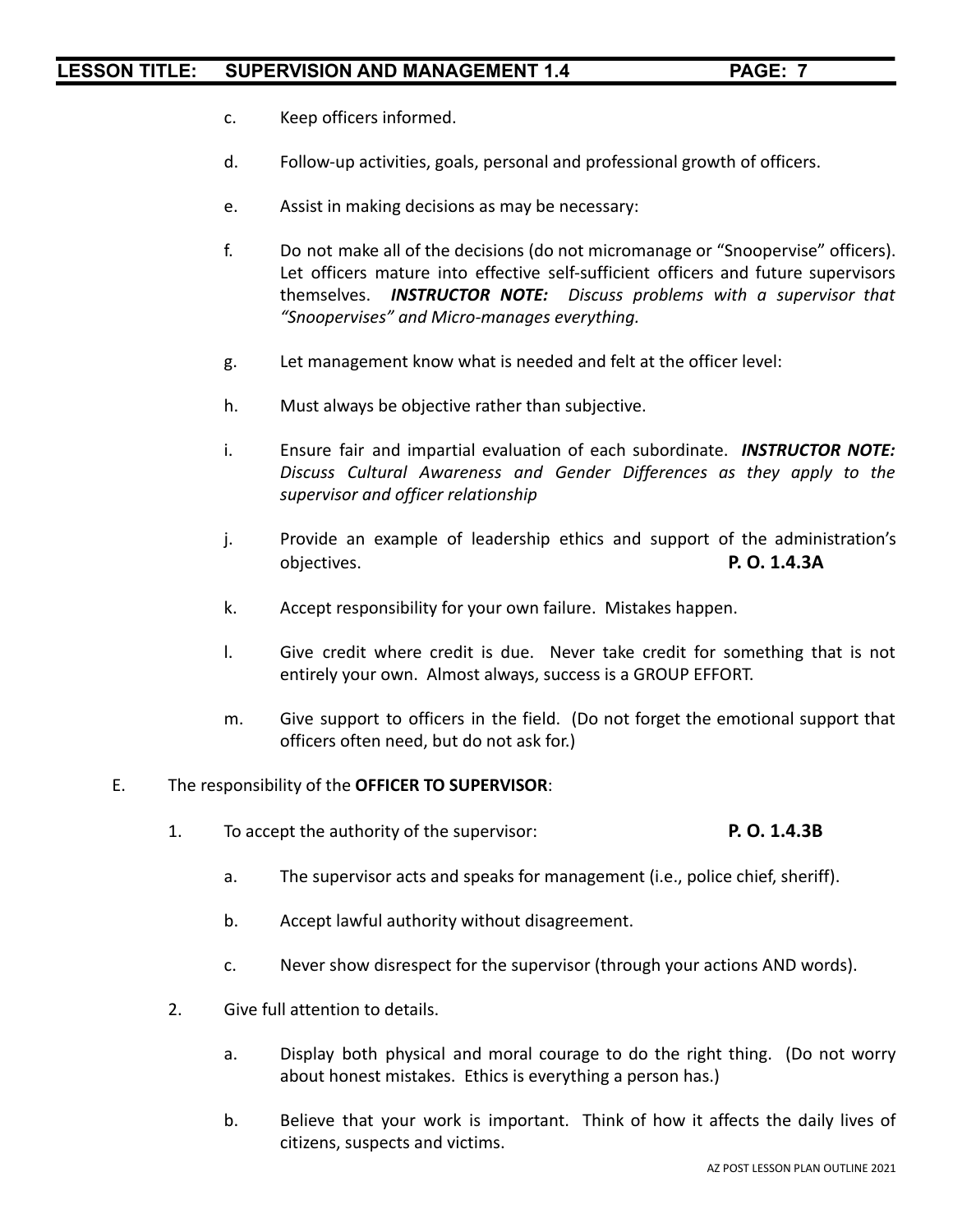c. Keep officers informed.

d. Follow-up activities, goals, personal and professional growth of officers.

e. Assist in making decisions as may be necessary:

f. Do not make all of the decisions (do not micromanage or "Snoopervise" officers). Let officers mature into effective self-sufficient officers and future supervisors themselves. ***INSTRUCTOR NOTE:*** *Discuss problems with a supervisor that "Snoopervises" and Micro-manages everything.*

g. Let management know what is needed and felt at the officer level:

h. Must always be objective rather than subjective.

i. Ensure fair and impartial evaluation of each subordinate. ***INSTRUCTOR NOTE:*** *Discuss Cultural Awareness and Gender Differences as they apply to the supervisor and officer relationship*

j. Provide an example of leadership ethics and support of the administration's objectives. **P. O. 1.4.3A**

k. Accept responsibility for your own failure. Mistakes happen.

l. Give credit where credit is due. Never take credit for something that is not entirely your own. Almost always, success is a GROUP EFFORT.

m. Give support to officers in the field. (Do not forget the emotional support that officers often need, but do not ask for.)

E. The responsibility of the **OFFICER TO SUPERVISOR**:

1. To accept the authority of the supervisor: **P. O. 1.4.3B**

   a. The supervisor acts and speaks for management (i.e., police chief, sheriff).

   b. Accept lawful authority without disagreement.

   c. Never show disrespect for the supervisor (through your actions AND words).

2. Give full attention to details.

   a. Display both physical and moral courage to do the right thing. (Do not worry about honest mistakes. Ethics is everything a person has.)

   b. Believe that your work is important. Think of how it affects the daily lives of citizens, suspects and victims.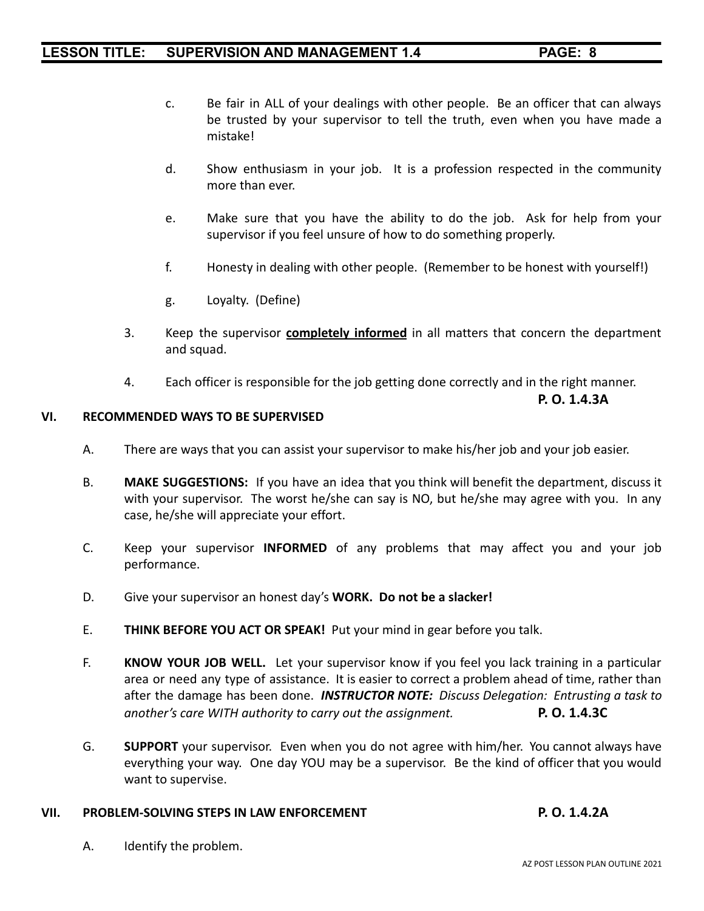c. Be fair in ALL of your dealings with other people. Be an officer that can always be trusted by your supervisor to tell the truth, even when you have made a mistake!

d. Show enthusiasm in your job. It is a profession respected in the community more than ever.

e. Make sure that you have the ability to do the job. Ask for help from your supervisor if you feel unsure of how to do something properly.

f. Honesty in dealing with other people. (Remember to be honest with yourself!)

g. Loyalty. (Define)

3. Keep the supervisor **completely informed** in all matters that concern the department and squad.

4. Each officer is responsible for the job getting done correctly and in the right manner.

**P. O. 1.4.3A**

## VI. RECOMMENDED WAYS TO BE SUPERVISED

A. There are ways that you can assist your supervisor to make his/her job and your job easier.

B. **MAKE SUGGESTIONS:** If you have an idea that you think will benefit the department, discuss it with your supervisor. The worst he/she can say is NO, but he/she may agree with you. In any case, he/she will appreciate your effort.

C. Keep your supervisor **INFORMED** of any problems that may affect you and your job performance.

D. Give your supervisor an honest day's **WORK. Do not be a slacker!**

E. **THINK BEFORE YOU ACT OR SPEAK!** Put your mind in gear before you talk.

F. **KNOW YOUR JOB WELL.** Let your supervisor know if you feel you lack training in a particular area or need any type of assistance. It is easier to correct a problem ahead of time, rather than after the damage has been done. ***INSTRUCTOR NOTE:*** *Discuss Delegation: Entrusting a task to another's care WITH authority to carry out the assignment.* **P. O. 1.4.3C**

G. **SUPPORT** your supervisor. Even when you do not agree with him/her. You cannot always have everything your way. One day YOU may be a supervisor. Be the kind of officer that you would want to supervise.

## VII. PROBLEM-SOLVING STEPS IN LAW ENFORCEMENT **P. O. 1.4.2A**

A. Identify the problem.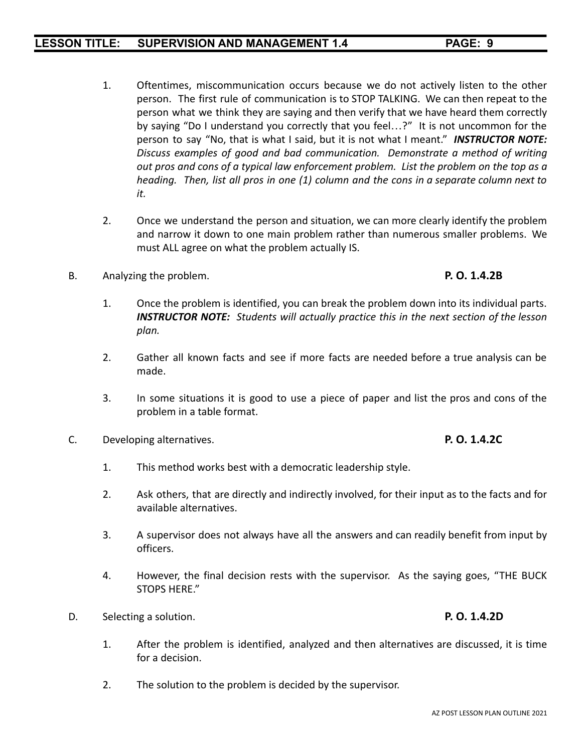1. Oftentimes, miscommunication occurs because we do not actively listen to the other person. The first rule of communication is to STOP TALKING. We can then repeat to the person what we think they are saying and then verify that we have heard them correctly by saying "Do I understand you correctly that you feel…?" It is not uncommon for the person to say "No, that is what I said, but it is not what I meant." ***INSTRUCTOR NOTE:*** *Discuss examples of good and bad communication. Demonstrate a method of writing out pros and cons of a typical law enforcement problem. List the problem on the top as a heading. Then, list all pros in one (1) column and the cons in a separate column next to it.*

2. Once we understand the person and situation, we can more clearly identify the problem and narrow it down to one main problem rather than numerous smaller problems. We must ALL agree on what the problem actually IS.

B. Analyzing the problem. **P. O. 1.4.2B**

1. Once the problem is identified, you can break the problem down into its individual parts. ***INSTRUCTOR NOTE:*** *Students will actually practice this in the next section of the lesson plan.*

2. Gather all known facts and see if more facts are needed before a true analysis can be made.

3. In some situations it is good to use a piece of paper and list the pros and cons of the problem in a table format.

C. Developing alternatives. **P. O. 1.4.2C**

1. This method works best with a democratic leadership style.

2. Ask others, that are directly and indirectly involved, for their input as to the facts and for available alternatives.

3. A supervisor does not always have all the answers and can readily benefit from input by officers.

4. However, the final decision rests with the supervisor. As the saying goes, "THE BUCK STOPS HERE."

D. Selecting a solution. **P. O. 1.4.2D**

1. After the problem is identified, analyzed and then alternatives are discussed, it is time for a decision.

2. The solution to the problem is decided by the supervisor.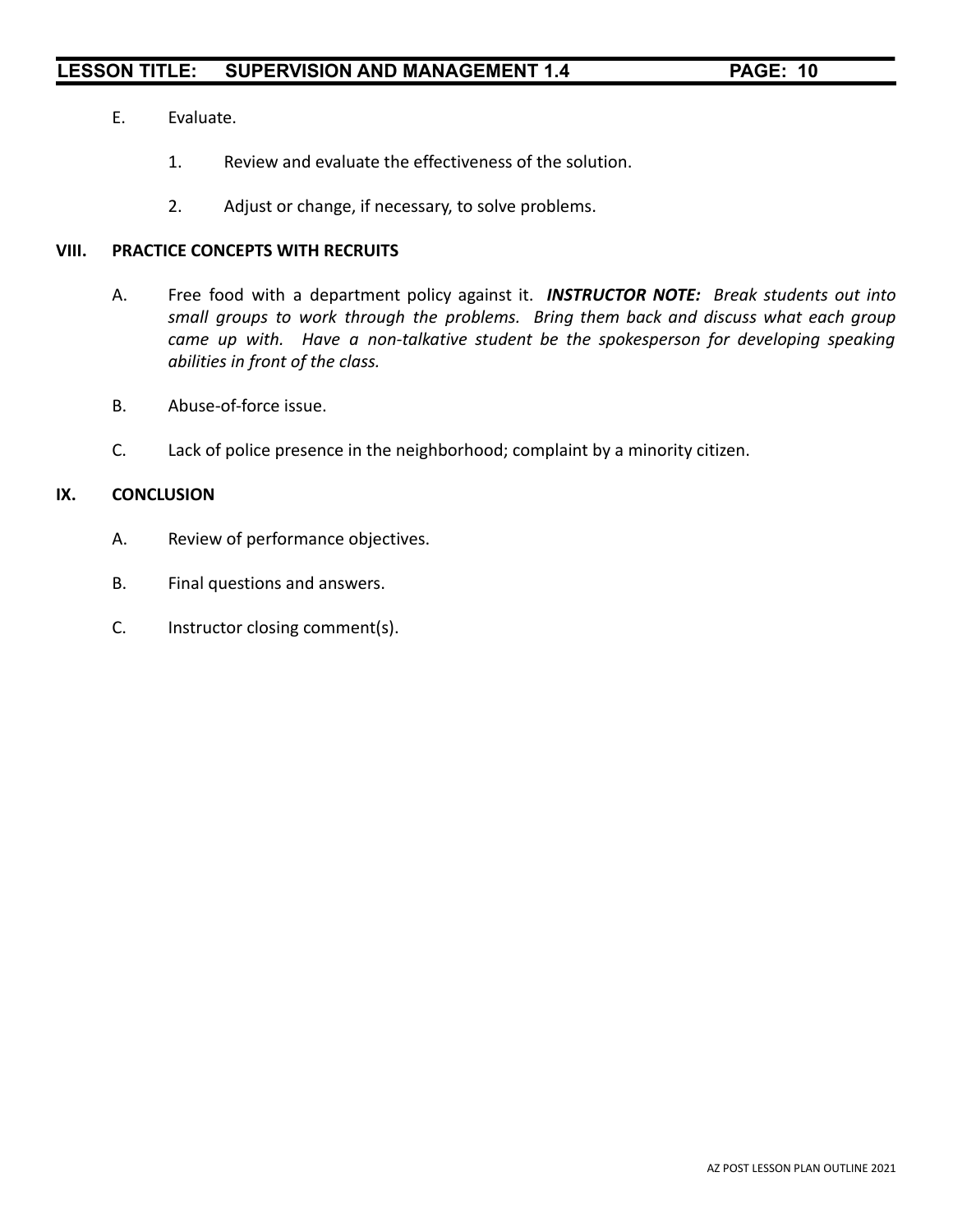E. Evaluate.

   1. Review and evaluate the effectiveness of the solution.

   2. Adjust or change, if necessary, to solve problems.

## VIII. PRACTICE CONCEPTS WITH RECRUITS

A. Free food with a department policy against it. ***INSTRUCTOR NOTE:*** *Break students out into small groups to work through the problems. Bring them back and discuss what each group came up with. Have a non-talkative student be the spokesperson for developing speaking abilities in front of the class.*

B. Abuse-of-force issue.

C. Lack of police presence in the neighborhood; complaint by a minority citizen.

## IX. CONCLUSION

A. Review of performance objectives.

B. Final questions and answers.

C. Instructor closing comment(s).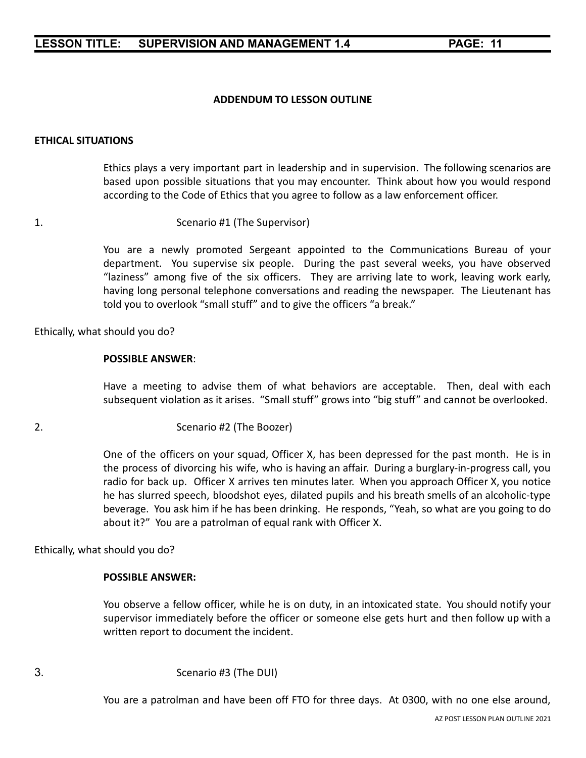**ADDENDUM TO LESSON OUTLINE**

**ETHICAL SITUATIONS**

Ethics plays a very important part in leadership and in supervision. The following scenarios are based upon possible situations that you may encounter. Think about how you would respond according to the Code of Ethics that you agree to follow as a law enforcement officer.

1. Scenario #1 (The Supervisor)

You are a newly promoted Sergeant appointed to the Communications Bureau of your department. You supervise six people. During the past several weeks, you have observed "laziness" among five of the six officers. They are arriving late to work, leaving work early, having long personal telephone conversations and reading the newspaper. The Lieutenant has told you to overlook "small stuff" and to give the officers "a break."

Ethically, what should you do?

**POSSIBLE ANSWER**:

Have a meeting to advise them of what behaviors are acceptable. Then, deal with each subsequent violation as it arises. "Small stuff" grows into "big stuff" and cannot be overlooked.

2. Scenario #2 (The Boozer)

One of the officers on your squad, Officer X, has been depressed for the past month. He is in the process of divorcing his wife, who is having an affair. During a burglary-in-progress call, you radio for back up. Officer X arrives ten minutes later. When you approach Officer X, you notice he has slurred speech, bloodshot eyes, dilated pupils and his breath smells of an alcoholic-type beverage. You ask him if he has been drinking. He responds, "Yeah, so what are you going to do about it?" You are a patrolman of equal rank with Officer X.

Ethically, what should you do?

**POSSIBLE ANSWER:**

You observe a fellow officer, while he is on duty, in an intoxicated state. You should notify your supervisor immediately before the officer or someone else gets hurt and then follow up with a written report to document the incident.

3. Scenario #3 (The DUI)

You are a patrolman and have been off FTO for three days. At 0300, with no one else around,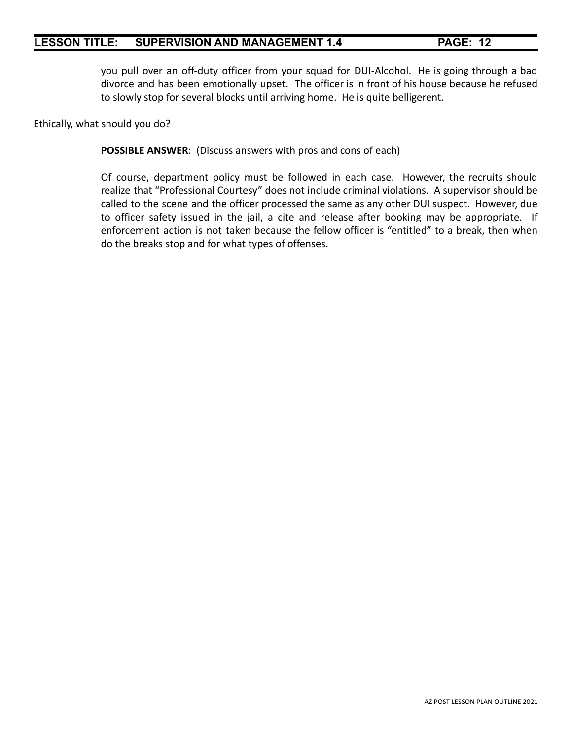you pull over an off-duty officer from your squad for DUI-Alcohol. He is going through a bad divorce and has been emotionally upset. The officer is in front of his house because he refused to slowly stop for several blocks until arriving home. He is quite belligerent.

Ethically, what should you do?

**POSSIBLE ANSWER**: (Discuss answers with pros and cons of each)

Of course, department policy must be followed in each case. However, the recruits should realize that "Professional Courtesy" does not include criminal violations. A supervisor should be called to the scene and the officer processed the same as any other DUI suspect. However, due to officer safety issued in the jail, a cite and release after booking may be appropriate. If enforcement action is not taken because the fellow officer is "entitled" to a break, then when do the breaks stop and for what types of offenses.